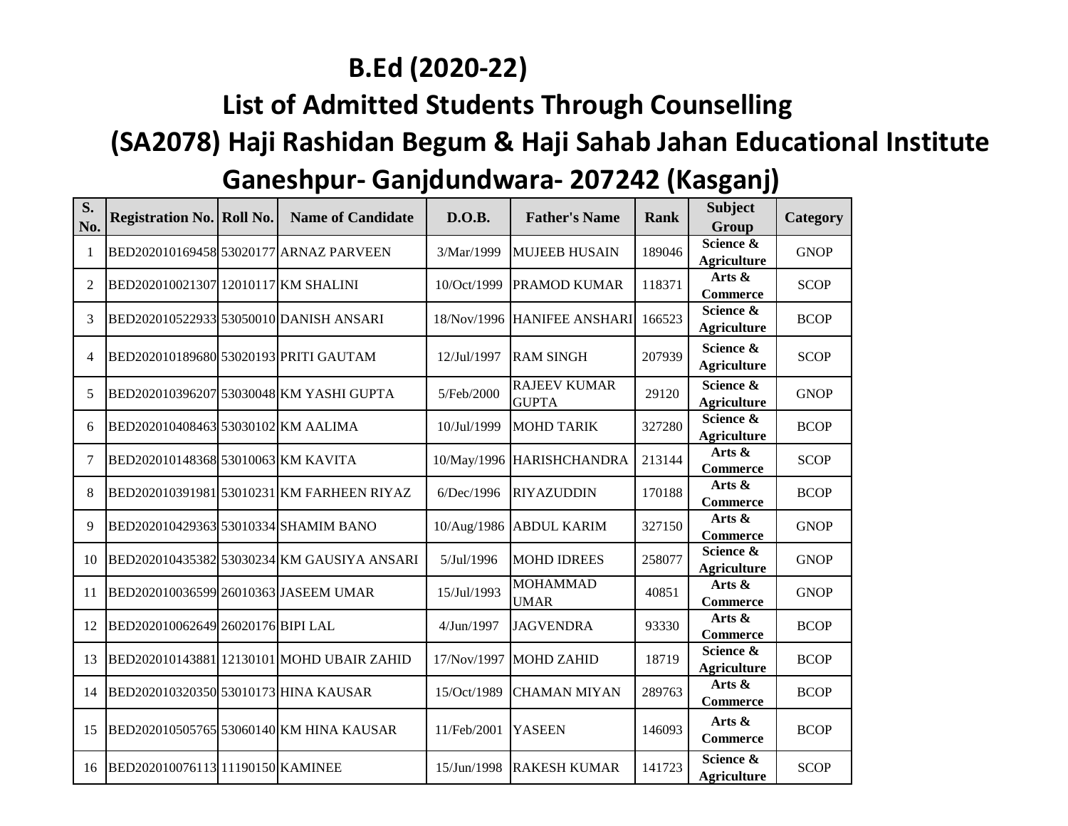# B.Ed (2020-22)

## List of Admitted Students Through Counselling

## (SA2078) Haji Rashidan Begum & Haji Sahab Jahan Educational Institute

## Ganeshpur- Ganjdundwara- 207242 (Kasganj)

| S. No. | Registration No. | Roll No. | Name of Candidate | D.O.B. | Father's Name | Rank | Subject Group | Category |
|---|---|---|---|---|---|---|---|---|
| 1 | BED202010169458 | 53020177 | ARNAZ PARVEEN | 3/Mar/1999 | MUJEEB HUSAIN | 189046 | Science & Agriculture | GNOP |
| 2 | BED202010021307 | 12010117 | KM SHALINI | 10/Oct/1999 | PRAMOD KUMAR | 118371 | Arts & Commerce | SCOP |
| 3 | BED202010522933 | 53050010 | DANISH ANSARI | 18/Nov/1996 | HANIFEE ANSHARI | 166523 | Science & Agriculture | BCOP |
| 4 | BED202010189680 | 53020193 | PRITI GAUTAM | 12/Jul/1997 | RAM SINGH | 207939 | Science & Agriculture | SCOP |
| 5 | BED202010396207 | 53030048 | KM YASHI GUPTA | 5/Feb/2000 | RAJEEV KUMAR GUPTA | 29120 | Science & Agriculture | GNOP |
| 6 | BED202010408463 | 53030102 | KM AALIMA | 10/Jul/1999 | MOHD TARIK | 327280 | Science & Agriculture | BCOP |
| 7 | BED202010148368 | 53010063 | KM KAVITA | 10/May/1996 | HARISHCHANDRA | 213144 | Arts & Commerce | SCOP |
| 8 | BED202010391981 | 53010231 | KM FARHEEN RIYAZ | 6/Dec/1996 | RIYAZUDDIN | 170188 | Arts & Commerce | BCOP |
| 9 | BED202010429363 | 53010334 | SHAMIM BANO | 10/Aug/1986 | ABDUL KARIM | 327150 | Arts & Commerce | GNOP |
| 10 | BED202010435382 | 53030234 | KM GAUSIYA ANSARI | 5/Jul/1996 | MOHD IDREES | 258077 | Science & Agriculture | GNOP |
| 11 | BED202010036599 | 26010363 | JASEEM UMAR | 15/Jul/1993 | MOHAMMAD UMAR | 40851 | Arts & Commerce | GNOP |
| 12 | BED202010062649 | 26020176 | BIPI LAL | 4/Jun/1997 | JAGVENDRA | 93330 | Arts & Commerce | BCOP |
| 13 | BED202010143881 | 12130101 | MOHD UBAIR ZAHID | 17/Nov/1997 | MOHD ZAHID | 18719 | Science & Agriculture | BCOP |
| 14 | BED202010320350 | 53010173 | HINA KAUSAR | 15/Oct/1989 | CHAMAN MIYAN | 289763 | Arts & Commerce | BCOP |
| 15 | BED202010505765 | 53060140 | KM HINA KAUSAR | 11/Feb/2001 | YASEEN | 146093 | Arts & Commerce | BCOP |
| 16 | BED202010076113 | 11190150 | KAMINEE | 15/Jun/1998 | RAKESH KUMAR | 141723 | Science & Agriculture | SCOP |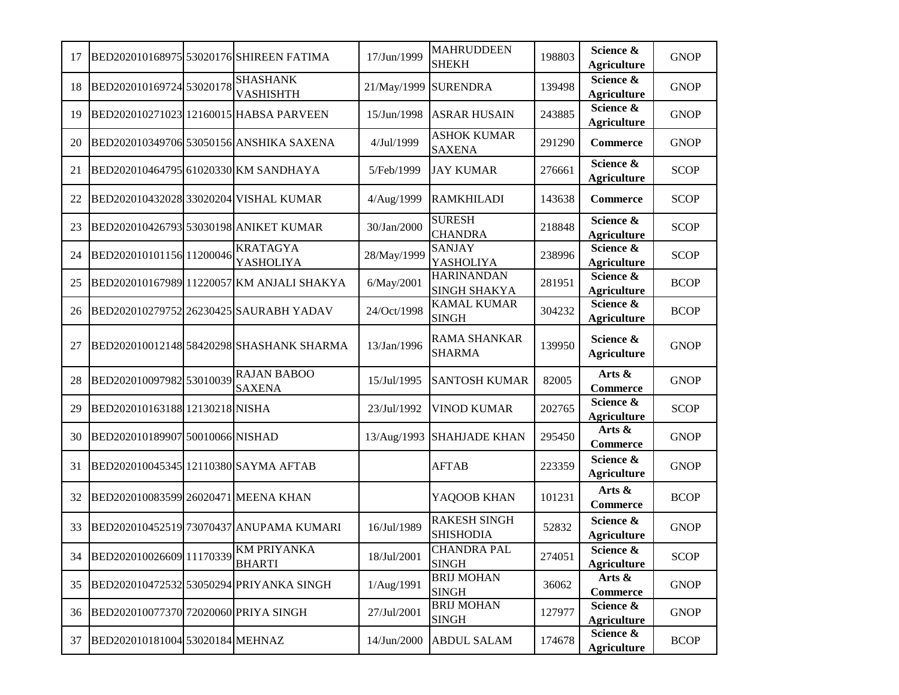| 17 | BED202010168975 | 53020176 | SHIREEN FATIMA | 17/Jun/1999 | MAHRUDDEEN SHEKH | 198803 | **Science & Agriculture** | GNOP |
|---|---|---|---|---|---|---|---|---|
| 18 | BED202010169724 | 53020178 | SHASHANK VASHISHTH | 21/May/1999 | SURENDRA | 139498 | **Science & Agriculture** | GNOP |
| 19 | BED202010271023 | 12160015 | HABSA PARVEEN | 15/Jun/1998 | ASRAR HUSAIN | 243885 | **Science & Agriculture** | GNOP |
| 20 | BED202010349706 | 53050156 | ANSHIKA SAXENA | 4/Jul/1999 | ASHOK KUMAR SAXENA | 291290 | **Commerce** | GNOP |
| 21 | BED202010464795 | 61020330 | KM SANDHAYA | 5/Feb/1999 | JAY KUMAR | 276661 | **Science & Agriculture** | SCOP |
| 22 | BED202010432028 | 33020204 | VISHAL KUMAR | 4/Aug/1999 | RAMKHILADI | 143638 | **Commerce** | SCOP |
| 23 | BED202010426793 | 53030198 | ANIKET KUMAR | 30/Jan/2000 | SURESH CHANDRA | 218848 | **Science & Agriculture** | SCOP |
| 24 | BED202010101156 | 11200046 | KRATAGYA YASHOLIYA | 28/May/1999 | SANJAY YASHOLIYA | 238996 | **Science & Agriculture** | SCOP |
| 25 | BED202010167989 | 11220057 | KM ANJALI SHAKYA | 6/May/2001 | HARINANDAN SINGH SHAKYA | 281951 | **Science & Agriculture** | BCOP |
| 26 | BED202010279752 | 26230425 | SAURABH YADAV | 24/Oct/1998 | KAMAL KUMAR SINGH | 304232 | **Science & Agriculture** | BCOP |
| 27 | BED202010012148 | 58420298 | SHASHANK SHARMA | 13/Jan/1996 | RAMA SHANKAR SHARMA | 139950 | **Science & Agriculture** | GNOP |
| 28 | BED202010097982 | 53010039 | RAJAN BABOO SAXENA | 15/Jul/1995 | SANTOSH KUMAR | 82005 | **Arts & Commerce** | GNOP |
| 29 | BED202010163188 | 12130218 | NISHA | 23/Jul/1992 | VINOD KUMAR | 202765 | **Science & Agriculture** | SCOP |
| 30 | BED202010189907 | 50010066 | NISHAD | 13/Aug/1993 | SHAHJADE KHAN | 295450 | **Arts & Commerce** | GNOP |
| 31 | BED202010045345 | 12110380 | SAYMA AFTAB | | AFTAB | 223359 | **Science & Agriculture** | GNOP |
| 32 | BED202010083599 | 26020471 | MEENA KHAN | | YAQOOB KHAN | 101231 | **Arts & Commerce** | BCOP |
| 33 | BED202010452519 | 73070437 | ANUPAMA KUMARI | 16/Jul/1989 | RAKESH SINGH SHISHODIA | 52832 | **Science & Agriculture** | GNOP |
| 34 | BED202010026609 | 11170339 | KM PRIYANKA BHARTI | 18/Jul/2001 | CHANDRA PAL SINGH | 274051 | **Science & Agriculture** | SCOP |
| 35 | BED202010472532 | 53050294 | PRIYANKA SINGH | 1/Aug/1991 | BRIJ MOHAN SINGH | 36062 | **Arts & Commerce** | GNOP |
| 36 | BED202010077370 | 72020060 | PRIYA SINGH | 27/Jul/2001 | BRIJ MOHAN SINGH | 127977 | **Science & Agriculture** | GNOP |
| 37 | BED202010181004 | 53020184 | MEHNAZ | 14/Jun/2000 | ABDUL SALAM | 174678 | **Science & Agriculture** | BCOP |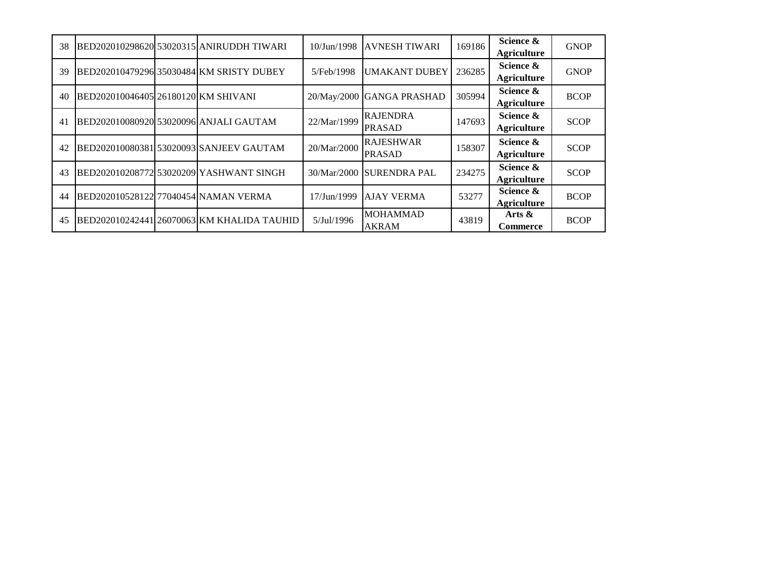| | | | | | | | | |
|---|---|---|---|---|---|---|---|---|
| 38 | BED202010298620 | 53020315 | ANIRUDDH TIWARI | 10/Jun/1998 | AVNESH TIWARI | 169186 | **Science & Agriculture** | GNOP |
| 39 | BED202010479296 | 35030484 | KM SRISTY DUBEY | 5/Feb/1998 | UMAKANT DUBEY | 236285 | **Science & Agriculture** | GNOP |
| 40 | BED202010046405 | 26180120 | KM SHIVANI | 20/May/2000 | GANGA PRASHAD | 305994 | **Science & Agriculture** | BCOP |
| 41 | BED202010080920 | 53020096 | ANJALI GAUTAM | 22/Mar/1999 | RAJENDRA PRASAD | 147693 | **Science & Agriculture** | SCOP |
| 42 | BED202010080381 | 53020093 | SANJEEV GAUTAM | 20/Mar/2000 | RAJESHWAR PRASAD | 158307 | **Science & Agriculture** | SCOP |
| 43 | BED202010208772 | 53020209 | YASHWANT SINGH | 30/Mar/2000 | SURENDRA PAL | 234275 | **Science & Agriculture** | SCOP |
| 44 | BED202010528122 | 77040454 | NAMAN VERMA | 17/Jun/1999 | AJAY VERMA | 53277 | **Science & Agriculture** | BCOP |
| 45 | BED202010242441 | 26070063 | KM KHALIDA TAUHID | 5/Jul/1996 | MOHAMMAD AKRAM | 43819 | **Arts & Commerce** | BCOP |